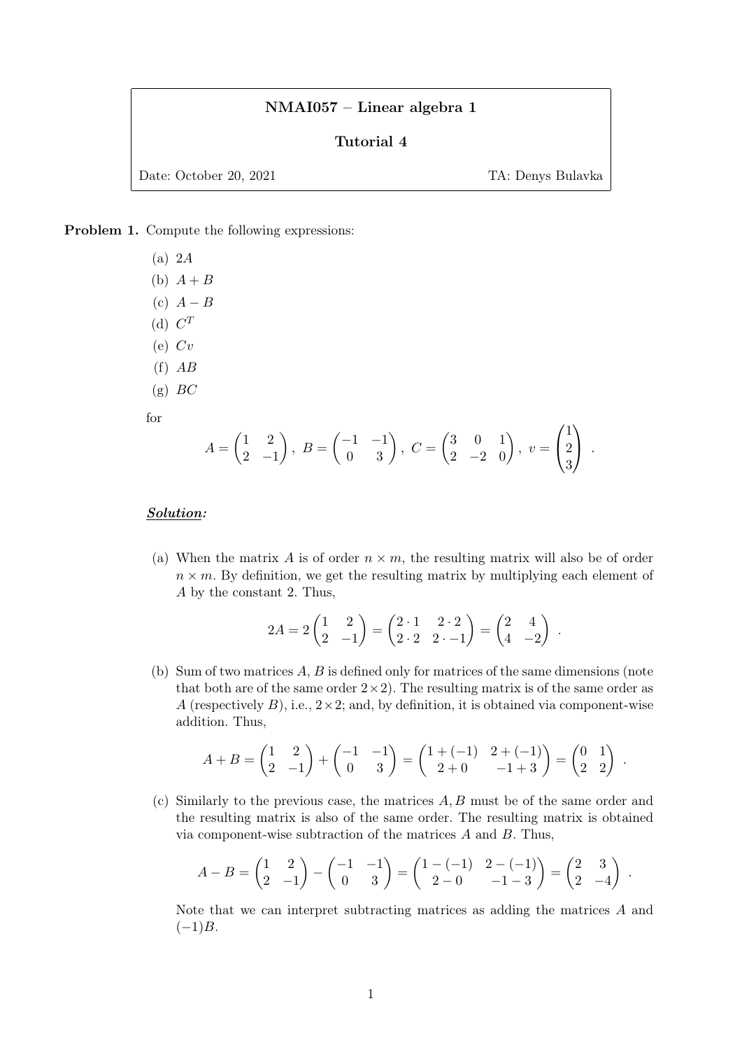**NMAI057 – Linear algebra 1**

**Tutorial 4**

Date: October 20, 2021 TA: Denys Bulavka

**Problem 1.** Compute the following expressions:

(a) $2A$

(b) $A + B$

(c) $A - B$

(d) $C^T$

(e) $Cv$

(f) $AB$

(g) $BC$

for

$$A = \begin{pmatrix} 1 & 2 \\ 2 & -1 \end{pmatrix},\ B = \begin{pmatrix} -1 & -1 \\ 0 & 3 \end{pmatrix},\ C = \begin{pmatrix} 3 & 0 & 1 \\ 2 & -2 & 0 \end{pmatrix},\ v = \begin{pmatrix} 1 \\ 2 \\ 3 \end{pmatrix}.$$

***Solution:***

(a) When the matrix $A$ is of order $n \times m$, the resulting matrix will also be of order $n \times m$. By definition, we get the resulting matrix by multiplying each element of $A$ by the constant 2. Thus,

$$2A = 2\begin{pmatrix} 1 & 2 \\ 2 & -1 \end{pmatrix} = \begin{pmatrix} 2 \cdot 1 & 2 \cdot 2 \\ 2 \cdot 2 & 2 \cdot -1 \end{pmatrix} = \begin{pmatrix} 2 & 4 \\ 4 & -2 \end{pmatrix}.$$

(b) Sum of two matrices $A, B$ is defined only for matrices of the same dimensions (note that both are of the same order $2 \times 2$). The resulting matrix is of the same order as $A$ (respectively $B$), i.e., $2 \times 2$; and, by definition, it is obtained via component-wise addition. Thus,

$$A + B = \begin{pmatrix} 1 & 2 \\ 2 & -1 \end{pmatrix} + \begin{pmatrix} -1 & -1 \\ 0 & 3 \end{pmatrix} = \begin{pmatrix} 1 + (-1) & 2 + (-1) \\ 2 + 0 & -1 + 3 \end{pmatrix} = \begin{pmatrix} 0 & 1 \\ 2 & 2 \end{pmatrix}.$$

(c) Similarly to the previous case, the matrices $A, B$ must be of the same order and the resulting matrix is also of the same order. The resulting matrix is obtained via component-wise subtraction of the matrices $A$ and $B$. Thus,

$$A - B = \begin{pmatrix} 1 & 2 \\ 2 & -1 \end{pmatrix} - \begin{pmatrix} -1 & -1 \\ 0 & 3 \end{pmatrix} = \begin{pmatrix} 1 - (-1) & 2 - (-1) \\ 2 - 0 & -1 - 3 \end{pmatrix} = \begin{pmatrix} 2 & 3 \\ 2 & -4 \end{pmatrix}.$$

Note that we can interpret subtracting matrices as adding the matrices $A$ and $(-1)B$.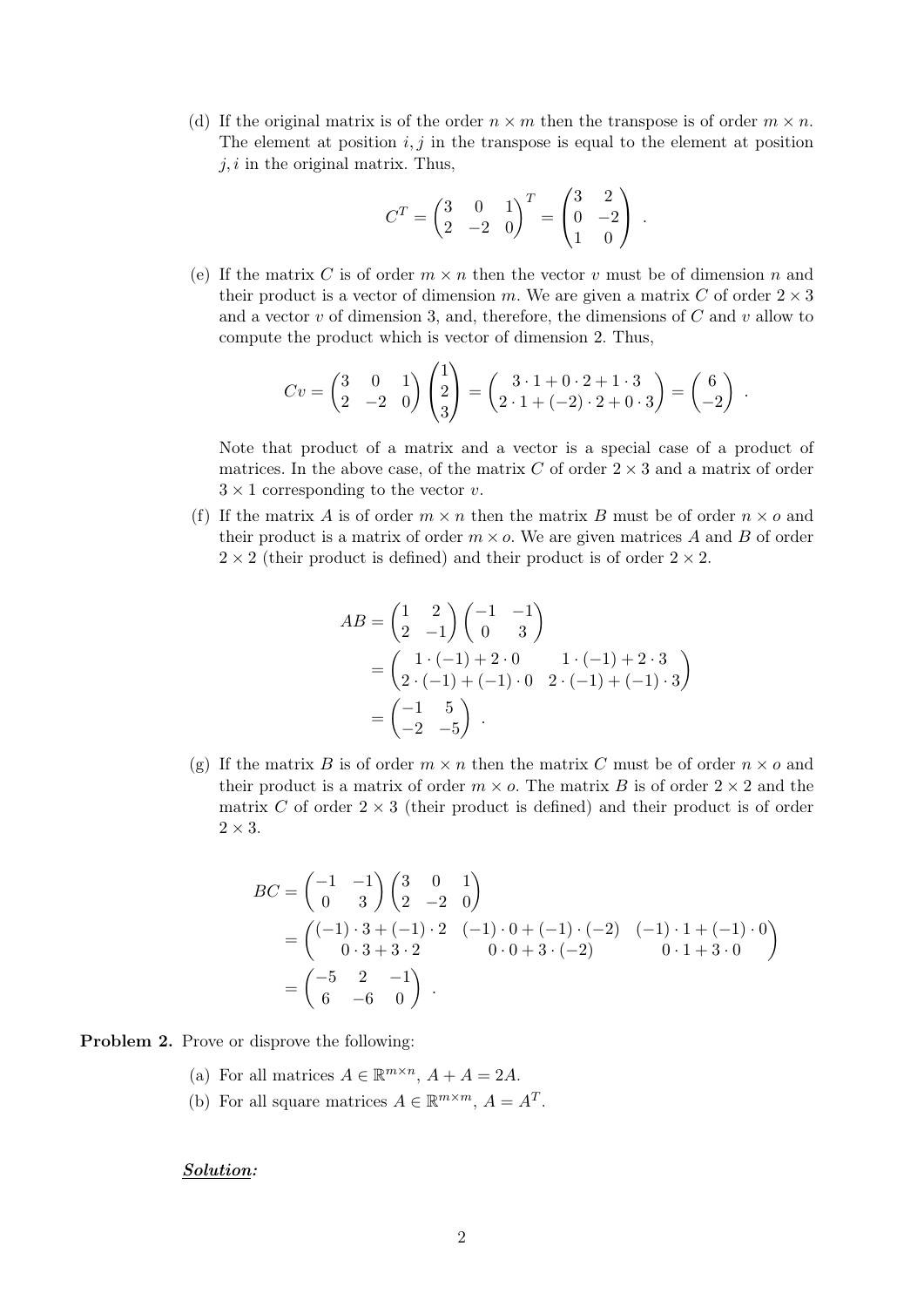(d) If the original matrix is of the order $n \times m$ then the transpose is of order $m \times n$. The element at position $i, j$ in the transpose is equal to the element at position $j, i$ in the original matrix. Thus,

$$C^T = \begin{pmatrix} 3 & 0 & 1 \\ 2 & -2 & 0 \end{pmatrix}^T = \begin{pmatrix} 3 & 2 \\ 0 & -2 \\ 1 & 0 \end{pmatrix} .$$

(e) If the matrix $C$ is of order $m \times n$ then the vector $v$ must be of dimension $n$ and their product is a vector of dimension $m$. We are given a matrix $C$ of order $2 \times 3$ and a vector $v$ of dimension 3, and, therefore, the dimensions of $C$ and $v$ allow to compute the product which is vector of dimension 2. Thus,

$$Cv = \begin{pmatrix} 3 & 0 & 1 \\ 2 & -2 & 0 \end{pmatrix} \begin{pmatrix} 1 \\ 2 \\ 3 \end{pmatrix} = \begin{pmatrix} 3 \cdot 1 + 0 \cdot 2 + 1 \cdot 3 \\ 2 \cdot 1 + (-2) \cdot 2 + 0 \cdot 3 \end{pmatrix} = \begin{pmatrix} 6 \\ -2 \end{pmatrix} .$$

Note that product of a matrix and a vector is a special case of a product of matrices. In the above case, of the matrix $C$ of order $2 \times 3$ and a matrix of order $3 \times 1$ corresponding to the vector $v$.

(f) If the matrix $A$ is of order $m \times n$ then the matrix $B$ must be of order $n \times o$ and their product is a matrix of order $m \times o$. We are given matrices $A$ and $B$ of order $2 \times 2$ (their product is defined) and their product is of order $2 \times 2$.

$$\begin{aligned} AB &= \begin{pmatrix} 1 & 2 \\ 2 & -1 \end{pmatrix} \begin{pmatrix} -1 & -1 \\ 0 & 3 \end{pmatrix} \\ &= \begin{pmatrix} 1 \cdot (-1) + 2 \cdot 0 & 1 \cdot (-1) + 2 \cdot 3 \\ 2 \cdot (-1) + (-1) \cdot 0 & 2 \cdot (-1) + (-1) \cdot 3 \end{pmatrix} \\ &= \begin{pmatrix} -1 & 5 \\ -2 & -5 \end{pmatrix} . \end{aligned}$$

(g) If the matrix $B$ is of order $m \times n$ then the matrix $C$ must be of order $n \times o$ and their product is a matrix of order $m \times o$. The matrix $B$ is of order $2 \times 2$ and the matrix $C$ of order $2 \times 3$ (their product is defined) and their product is of order $2 \times 3$.

$$\begin{aligned} BC &= \begin{pmatrix} -1 & -1 \\ 0 & 3 \end{pmatrix} \begin{pmatrix} 3 & 0 & 1 \\ 2 & -2 & 0 \end{pmatrix} \\ &= \begin{pmatrix} (-1) \cdot 3 + (-1) \cdot 2 & (-1) \cdot 0 + (-1) \cdot (-2) & (-1) \cdot 1 + (-1) \cdot 0 \\ 0 \cdot 3 + 3 \cdot 2 & 0 \cdot 0 + 3 \cdot (-2) & 0 \cdot 1 + 3 \cdot 0 \end{pmatrix} \\ &= \begin{pmatrix} -5 & 2 & -1 \\ 6 & -6 & 0 \end{pmatrix} . \end{aligned}$$

**Problem 2.** Prove or disprove the following:

(a) For all matrices $A \in \mathbb{R}^{m \times n}$, $A + A = 2A$.

(b) For all square matrices $A \in \mathbb{R}^{m \times m}$, $A = A^T$.

***Solution:***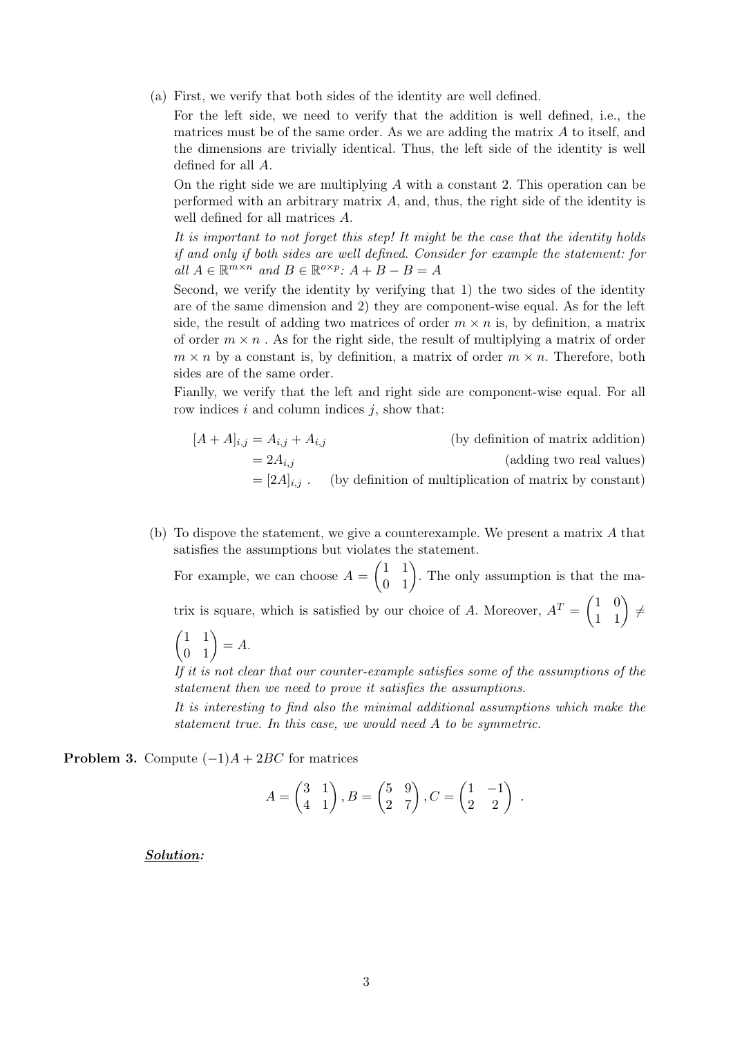(a) First, we verify that both sides of the identity are well defined.

For the left side, we need to verify that the addition is well defined, i.e., the matrices must be of the same order. As we are adding the matrix $A$ to itself, and the dimensions are trivially identical. Thus, the left side of the identity is well defined for all $A$.

On the right side we are multiplying $A$ with a constant 2. This operation can be performed with an arbitrary matrix $A$, and, thus, the right side of the identity is well defined for all matrices $A$.

*It is important to not forget this step! It might be the case that the identity holds if and only if both sides are well defined. Consider for example the statement: for all $A \in \mathbb{R}^{m\times n}$ and $B \in \mathbb{R}^{o\times p}$: $A + B - B = A$*

Second, we verify the identity by verifying that 1) the two sides of the identity are of the same dimension and 2) they are component-wise equal. As for the left side, the result of adding two matrices of order $m \times n$ is, by definition, a matrix of order $m \times n$ . As for the right side, the result of multiplying a matrix of order $m \times n$ by a constant is, by definition, a matrix of order $m \times n$. Therefore, both sides are of the same order.

Fianlly, we verify that the left and right side are component-wise equal. For all row indices $i$ and column indices $j$, show that:

$$
\begin{aligned}
[A + A]_{i,j} &= A_{i,j} + A_{i,j} && \text{(by definition of matrix addition)} \\
&= 2A_{i,j} && \text{(adding two real values)} \\
&= [2A]_{i,j} \,. && \text{(by definition of multiplication of matrix by constant)}
\end{aligned}
$$

(b) To dispove the statement, we give a counterexample. We present a matrix $A$ that satisfies the assumptions but violates the statement.

For example, we can choose $A = \begin{pmatrix} 1 & 1 \\ 0 & 1 \end{pmatrix}$. The only assumption is that the matrix is square, which is satisfied by our choice of $A$. Moreover, $A^T = \begin{pmatrix} 1 & 0 \\ 1 & 1 \end{pmatrix} \neq \begin{pmatrix} 1 & 1 \\ 0 & 1 \end{pmatrix} = A$.

*If it is not clear that our counter-example satisfies some of the assumptions of the statement then we need to prove it satisfies the assumptions.*

*It is interesting to find also the minimal additional assumptions which make the statement true. In this case, we would need $A$ to be symmetric.*

**Problem 3.** Compute $(-1)A + 2BC$ for matrices

$$
A = \begin{pmatrix} 3 & 1 \\ 4 & 1 \end{pmatrix}, B = \begin{pmatrix} 5 & 9 \\ 2 & 7 \end{pmatrix}, C = \begin{pmatrix} 1 & -1 \\ 2 & 2 \end{pmatrix} \,.
$$

***Solution:***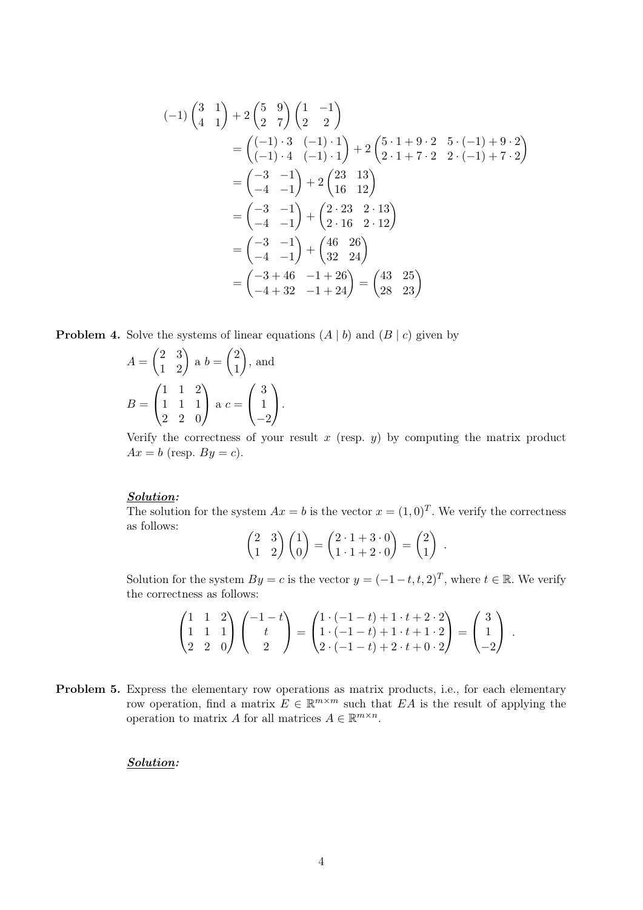$$
\begin{aligned}
(-1)\begin{pmatrix}3 & 1\\ 4 & 1\end{pmatrix} + 2\begin{pmatrix}5 & 9\\ 2 & 7\end{pmatrix}\begin{pmatrix}1 & -1\\ 2 & 2\end{pmatrix}
&= \begin{pmatrix}(-1)\cdot 3 & (-1)\cdot 1\\ (-1)\cdot 4 & (-1)\cdot 1\end{pmatrix} + 2\begin{pmatrix}5\cdot 1 + 9\cdot 2 & 5\cdot(-1)+9\cdot 2\\ 2\cdot 1 + 7\cdot 2 & 2\cdot(-1)+7\cdot 2\end{pmatrix}\\
&= \begin{pmatrix}-3 & -1\\ -4 & -1\end{pmatrix} + 2\begin{pmatrix}23 & 13\\ 16 & 12\end{pmatrix}\\
&= \begin{pmatrix}-3 & -1\\ -4 & -1\end{pmatrix} + \begin{pmatrix}2\cdot 23 & 2\cdot 13\\ 2\cdot 16 & 2\cdot 12\end{pmatrix}\\
&= \begin{pmatrix}-3 & -1\\ -4 & -1\end{pmatrix} + \begin{pmatrix}46 & 26\\ 32 & 24\end{pmatrix}\\
&= \begin{pmatrix}-3+46 & -1+26\\ -4+32 & -1+24\end{pmatrix} = \begin{pmatrix}43 & 25\\ 28 & 23\end{pmatrix}
\end{aligned}
$$

**Problem 4.** Solve the systems of linear equations $(A \mid b)$ and $(B \mid c)$ given by

$A = \begin{pmatrix}2 & 3\\ 1 & 2\end{pmatrix}$ a $b = \begin{pmatrix}2\\ 1\end{pmatrix}$, and

$B = \begin{pmatrix}1 & 1 & 2\\ 1 & 1 & 1\\ 2 & 2 & 0\end{pmatrix}$ a $c = \begin{pmatrix}3\\ 1\\ -2\end{pmatrix}$.

Verify the correctness of your result $x$ (resp. $y$) by computing the matrix product $Ax = b$ (resp. $By = c$).

***Solution:***

The solution for the system $Ax = b$ is the vector $x = (1, 0)^T$. We verify the correctness as follows:

$$
\begin{pmatrix}2 & 3\\ 1 & 2\end{pmatrix}\begin{pmatrix}1\\ 0\end{pmatrix} = \begin{pmatrix}2\cdot 1 + 3\cdot 0\\ 1\cdot 1 + 2\cdot 0\end{pmatrix} = \begin{pmatrix}2\\ 1\end{pmatrix}\ .
$$

Solution for the system $By = c$ is the vector $y = (-1-t, t, 2)^T$, where $t \in \mathbb{R}$. We verify the correctness as follows:

$$
\begin{pmatrix}1 & 1 & 2\\ 1 & 1 & 1\\ 2 & 2 & 0\end{pmatrix}\begin{pmatrix}-1-t\\ t\\ 2\end{pmatrix} = \begin{pmatrix}1\cdot(-1-t) + 1\cdot t + 2\cdot 2\\ 1\cdot(-1-t) + 1\cdot t + 1\cdot 2\\ 2\cdot(-1-t) + 2\cdot t + 0\cdot 2\end{pmatrix} = \begin{pmatrix}3\\ 1\\ -2\end{pmatrix}\ .
$$

**Problem 5.** Express the elementary row operations as matrix products, i.e., for each elementary row operation, find a matrix $E \in \mathbb{R}^{m\times m}$ such that $EA$ is the result of applying the operation to matrix $A$ for all matrices $A \in \mathbb{R}^{m\times n}$.

***Solution:***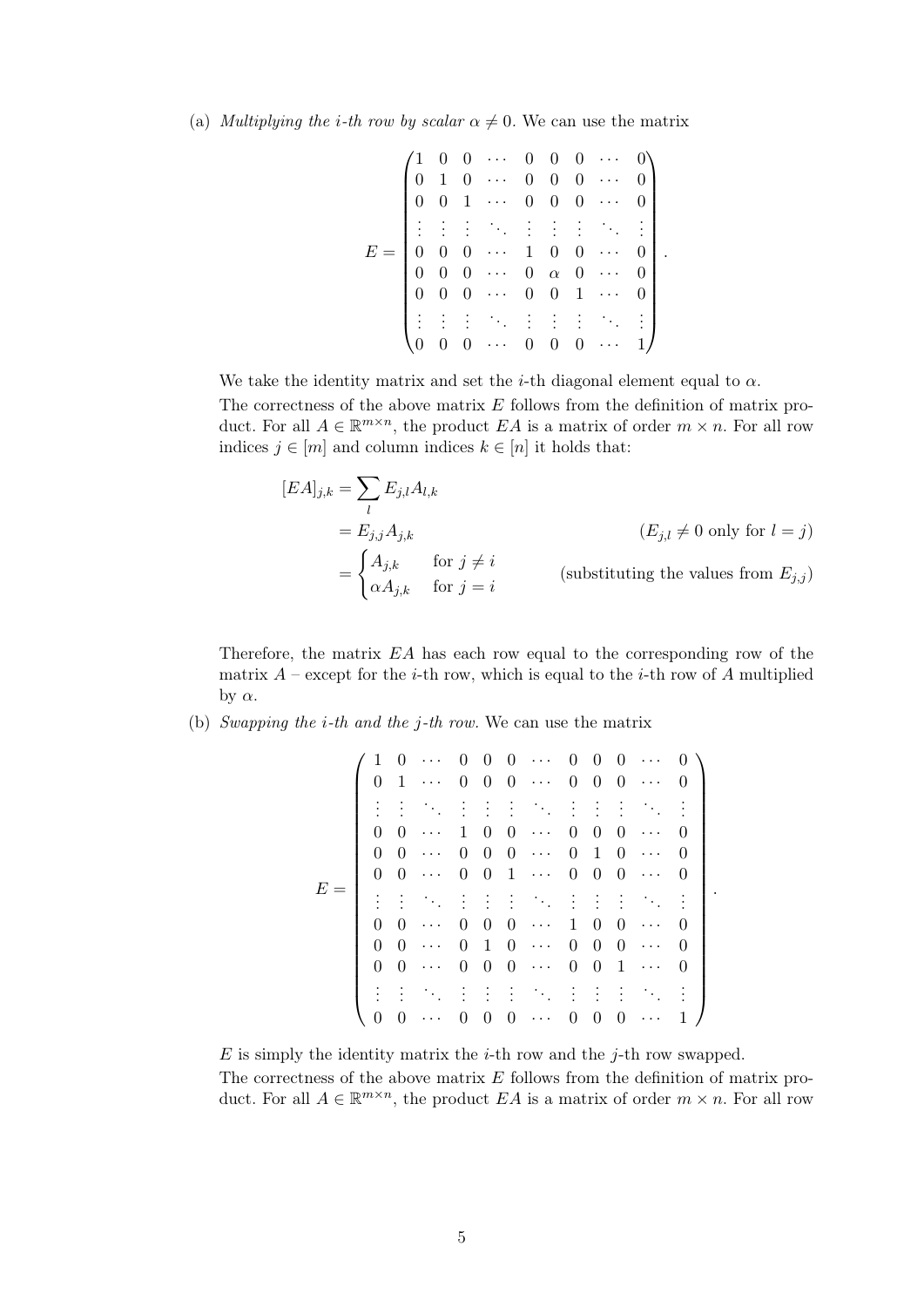(a) *Multiplying the i-th row by scalar $\alpha \neq 0$.* We can use the matrix

$$E = \begin{pmatrix} 1 & 0 & 0 & \cdots & 0 & 0 & 0 & \cdots & 0 \\ 0 & 1 & 0 & \cdots & 0 & 0 & 0 & \cdots & 0 \\ 0 & 0 & 1 & \cdots & 0 & 0 & 0 & \cdots & 0 \\ \vdots & \vdots & \vdots & \ddots & \vdots & \vdots & \vdots & \ddots & \vdots \\ 0 & 0 & 0 & \cdots & 1 & 0 & 0 & \cdots & 0 \\ 0 & 0 & 0 & \cdots & 0 & \alpha & 0 & \cdots & 0 \\ 0 & 0 & 0 & \cdots & 0 & 0 & 1 & \cdots & 0 \\ \vdots & \vdots & \vdots & \ddots & \vdots & \vdots & \vdots & \ddots & \vdots \\ 0 & 0 & 0 & \cdots & 0 & 0 & 0 & \cdots & 1 \end{pmatrix}.$$

We take the identity matrix and set the $i$-th diagonal element equal to $\alpha$.

The correctness of the above matrix $E$ follows from the definition of matrix product. For all $A \in \mathbb{R}^{m \times n}$, the product $EA$ is a matrix of order $m \times n$. For all row indices $j \in [m]$ and column indices $k \in [n]$ it holds that:

$$\begin{aligned} [EA]_{j,k} &= \sum_l E_{j,l} A_{l,k} \\ &= E_{j,j} A_{j,k} && (E_{j,l} \neq 0 \text{ only for } l = j) \\ &= \begin{cases} A_{j,k} & \text{for } j \neq i \\ \alpha A_{j,k} & \text{for } j = i \end{cases} && (\text{substituting the values from } E_{j,j}) \end{aligned}$$

Therefore, the matrix $EA$ has each row equal to the corresponding row of the matrix $A$ – except for the $i$-th row, which is equal to the $i$-th row of $A$ multiplied by $\alpha$.

(b) *Swapping the i-th and the j-th row.* We can use the matrix

$$E = \begin{pmatrix} 1 & 0 & \cdots & 0 & 0 & 0 & \cdots & 0 & 0 & 0 & \cdots & 0 \\ 0 & 1 & \cdots & 0 & 0 & 0 & \cdots & 0 & 0 & 0 & \cdots & 0 \\ \vdots & \vdots & \ddots & \vdots & \vdots & \vdots & \ddots & \vdots & \vdots & \vdots & \ddots & \vdots \\ 0 & 0 & \cdots & 1 & 0 & 0 & \cdots & 0 & 0 & 0 & \cdots & 0 \\ 0 & 0 & \cdots & 0 & 0 & 0 & \cdots & 0 & 1 & 0 & \cdots & 0 \\ 0 & 0 & \cdots & 0 & 0 & 1 & \cdots & 0 & 0 & 0 & \cdots & 0 \\ \vdots & \vdots & \ddots & \vdots & \vdots & \vdots & \ddots & \vdots & \vdots & \vdots & \ddots & \vdots \\ 0 & 0 & \cdots & 0 & 0 & 0 & \cdots & 1 & 0 & 0 & \cdots & 0 \\ 0 & 0 & \cdots & 0 & 1 & 0 & \cdots & 0 & 0 & 0 & \cdots & 0 \\ 0 & 0 & \cdots & 0 & 0 & 0 & \cdots & 0 & 0 & 1 & \cdots & 0 \\ \vdots & \vdots & \ddots & \vdots & \vdots & \vdots & \ddots & \vdots & \vdots & \vdots & \ddots & \vdots \\ 0 & 0 & \cdots & 0 & 0 & 0 & \cdots & 0 & 0 & 0 & \cdots & 1 \end{pmatrix}.$$

$E$ is simply the identity matrix the $i$-th row and the $j$-th row swapped.

The correctness of the above matrix $E$ follows from the definition of matrix product. For all $A \in \mathbb{R}^{m \times n}$, the product $EA$ is a matrix of order $m \times n$. For all row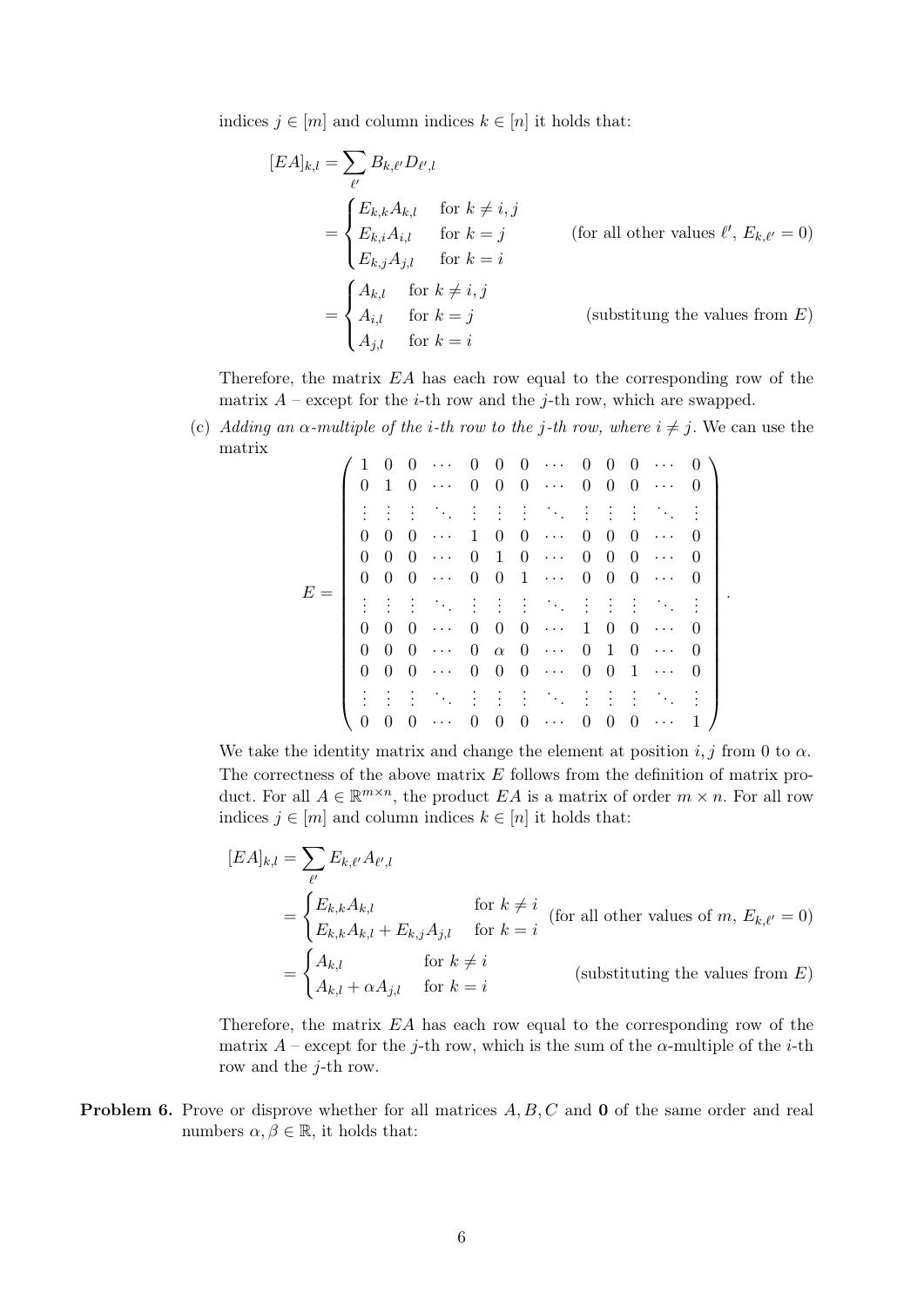indices $j \in [m]$ and column indices $k \in [n]$ it holds that:

$$
\begin{aligned}
[EA]_{k,l} &= \sum_{\ell'} B_{k,\ell'} D_{\ell',l} \\
&= \begin{cases} E_{k,k} A_{k,l} & \text{for } k \neq i,j \\ E_{k,i} A_{i,l} & \text{for } k = j \\ E_{k,j} A_{j,l} & \text{for } k = i \end{cases} & \text{(for all other values } \ell',\ E_{k,\ell'} = 0) \\
&= \begin{cases} A_{k,l} & \text{for } k \neq i,j \\ A_{i,l} & \text{for } k = j \\ A_{j,l} & \text{for } k = i \end{cases} & \text{(substitung the values from } E)
\end{aligned}
$$

Therefore, the matrix $EA$ has each row equal to the corresponding row of the matrix $A$ – except for the $i$-th row and the $j$-th row, which are swapped.

(c) *Adding an $\alpha$-multiple of the $i$-th row to the $j$-th row, where $i \neq j$.* We can use the matrix

$$
E = \begin{pmatrix}
1 & 0 & 0 & \cdots & 0 & 0 & 0 & \cdots & 0 & 0 & 0 & \cdots & 0 \\
0 & 1 & 0 & \cdots & 0 & 0 & 0 & \cdots & 0 & 0 & 0 & \cdots & 0 \\
\vdots & \vdots & \vdots & \ddots & \vdots & \vdots & \vdots & \ddots & \vdots & \vdots & \vdots & \ddots & \vdots \\
0 & 0 & 0 & \cdots & 1 & 0 & 0 & \cdots & 0 & 0 & 0 & \cdots & 0 \\
0 & 0 & 0 & \cdots & 0 & 1 & 0 & \cdots & 0 & 0 & 0 & \cdots & 0 \\
0 & 0 & 0 & \cdots & 0 & 0 & 1 & \cdots & 0 & 0 & 0 & \cdots & 0 \\
\vdots & \vdots & \vdots & \ddots & \vdots & \vdots & \vdots & \ddots & \vdots & \vdots & \vdots & \ddots & \vdots \\
0 & 0 & 0 & \cdots & 0 & 0 & 0 & \cdots & 1 & 0 & 0 & \cdots & 0 \\
0 & 0 & 0 & \cdots & 0 & \alpha & 0 & \cdots & 0 & 1 & 0 & \cdots & 0 \\
0 & 0 & 0 & \cdots & 0 & 0 & 0 & \cdots & 0 & 0 & 1 & \cdots & 0 \\
\vdots & \vdots & \vdots & \ddots & \vdots & \vdots & \vdots & \ddots & \vdots & \vdots & \vdots & \ddots & \vdots \\
0 & 0 & 0 & \cdots & 0 & 0 & 0 & \cdots & 0 & 0 & 0 & \cdots & 1
\end{pmatrix}.
$$

We take the identity matrix and change the element at position $i, j$ from 0 to $\alpha$. The correctness of the above matrix $E$ follows from the definition of matrix product. For all $A \in \mathbb{R}^{m \times n}$, the product $EA$ is a matrix of order $m \times n$. For all row indices $j \in [m]$ and column indices $k \in [n]$ it holds that:

$$
\begin{aligned}
[EA]_{k,l} &= \sum_{\ell'} E_{k,\ell'} A_{\ell',l} \\
&= \begin{cases} E_{k,k} A_{k,l} & \text{for } k \neq i \\ E_{k,k} A_{k,l} + E_{k,j} A_{j,l} & \text{for } k = i \end{cases} & \text{(for all other values of } m,\ E_{k,\ell'} = 0) \\
&= \begin{cases} A_{k,l} & \text{for } k \neq i \\ A_{k,l} + \alpha A_{j,l} & \text{for } k = i \end{cases} & \text{(substituting the values from } E)
\end{aligned}
$$

Therefore, the matrix $EA$ has each row equal to the corresponding row of the matrix $A$ – except for the $j$-th row, which is the sum of the $\alpha$-multiple of the $i$-th row and the $j$-th row.

**Problem 6.** Prove or disprove whether for all matrices $A, B, C$ and $\mathbf{0}$ of the same order and real numbers $\alpha, \beta \in \mathbb{R}$, it holds that: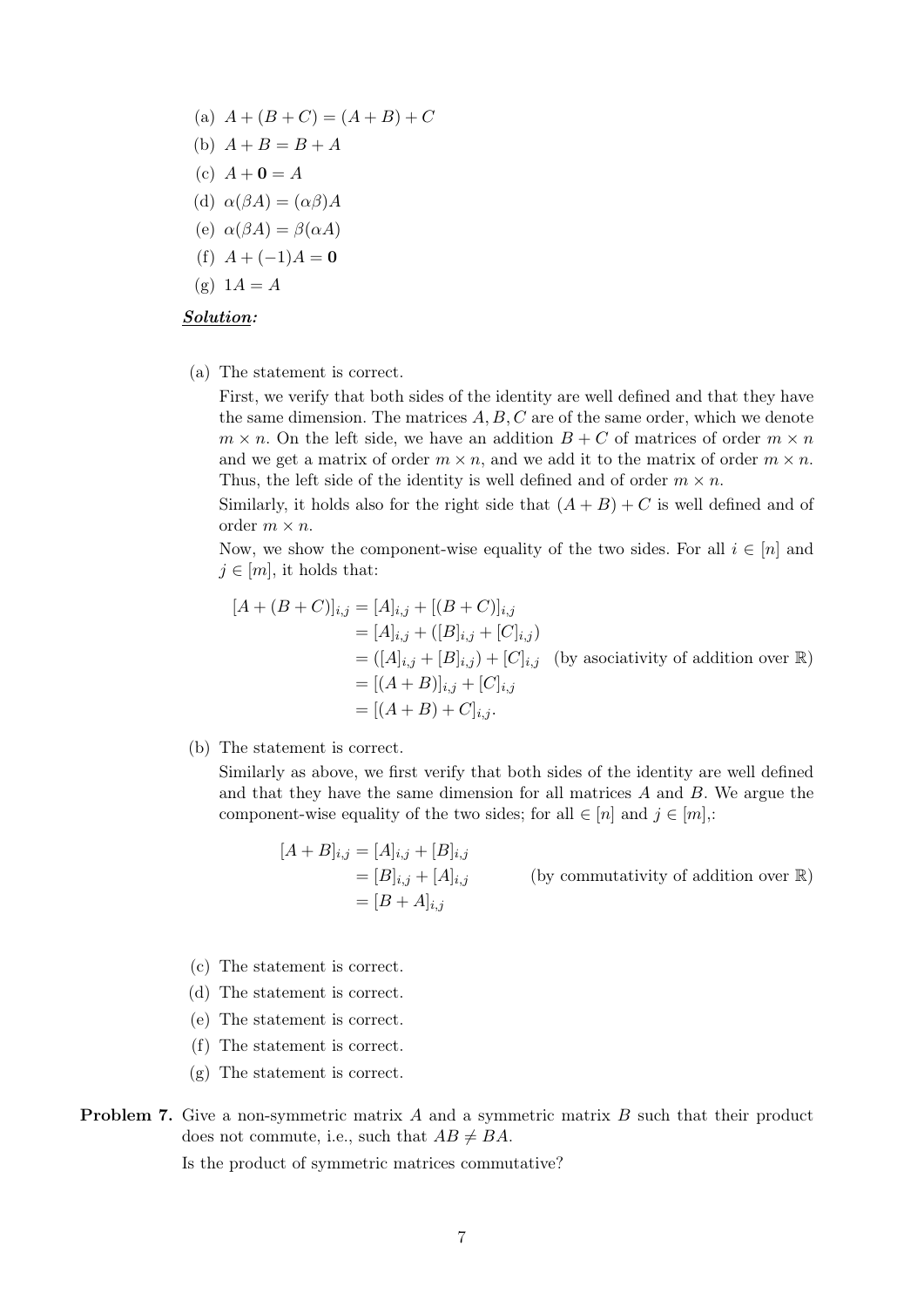(a) $A + (B + C) = (A + B) + C$

(b) $A + B = B + A$

(c) $A + \mathbf{0} = A$

(d) $\alpha(\beta A) = (\alpha\beta)A$

(e) $\alpha(\beta A) = \beta(\alpha A)$

(f) $A + (-1)A = \mathbf{0}$

(g) $1A = A$

***Solution:***

(a) The statement is correct.

First, we verify that both sides of the identity are well defined and that they have the same dimension. The matrices $A, B, C$ are of the same order, which we denote $m \times n$. On the left side, we have an addition $B + C$ of matrices of order $m \times n$ and we get a matrix of order $m \times n$, and we add it to the matrix of order $m \times n$. Thus, the left side of the identity is well defined and of order $m \times n$.

Similarly, it holds also for the right side that $(A + B) + C$ is well defined and of order $m \times n$.

Now, we show the component-wise equality of the two sides. For all $i \in [n]$ and $j \in [m]$, it holds that:

$$
\begin{aligned}
[A + (B + C)]_{i,j} &= [A]_{i,j} + [(B + C)]_{i,j} \\
&= [A]_{i,j} + ([B]_{i,j} + [C]_{i,j}) \\
&= ([A]_{i,j} + [B]_{i,j}) + [C]_{i,j} \quad \text{(by asociativity of addition over } \mathbb{R}) \\
&= [(A + B)]_{i,j} + [C]_{i,j} \\
&= [(A + B) + C]_{i,j}.
\end{aligned}
$$

(b) The statement is correct.

Similarly as above, we first verify that both sides of the identity are well defined and that they have the same dimension for all matrices $A$ and $B$. We argue the component-wise equality of the two sides; for all $\in [n]$ and $j \in [m]$,:

$$
\begin{aligned}
[A + B]_{i,j} &= [A]_{i,j} + [B]_{i,j} \\
&= [B]_{i,j} + [A]_{i,j} \qquad \text{(by commutativity of addition over } \mathbb{R}) \\
&= [B + A]_{i,j}
\end{aligned}
$$

(c) The statement is correct.

(d) The statement is correct.

(e) The statement is correct.

(f) The statement is correct.

(g) The statement is correct.

**Problem 7.** Give a non-symmetric matrix $A$ and a symmetric matrix $B$ such that their product does not commute, i.e., such that $AB \neq BA$.

Is the product of symmetric matrices commutative?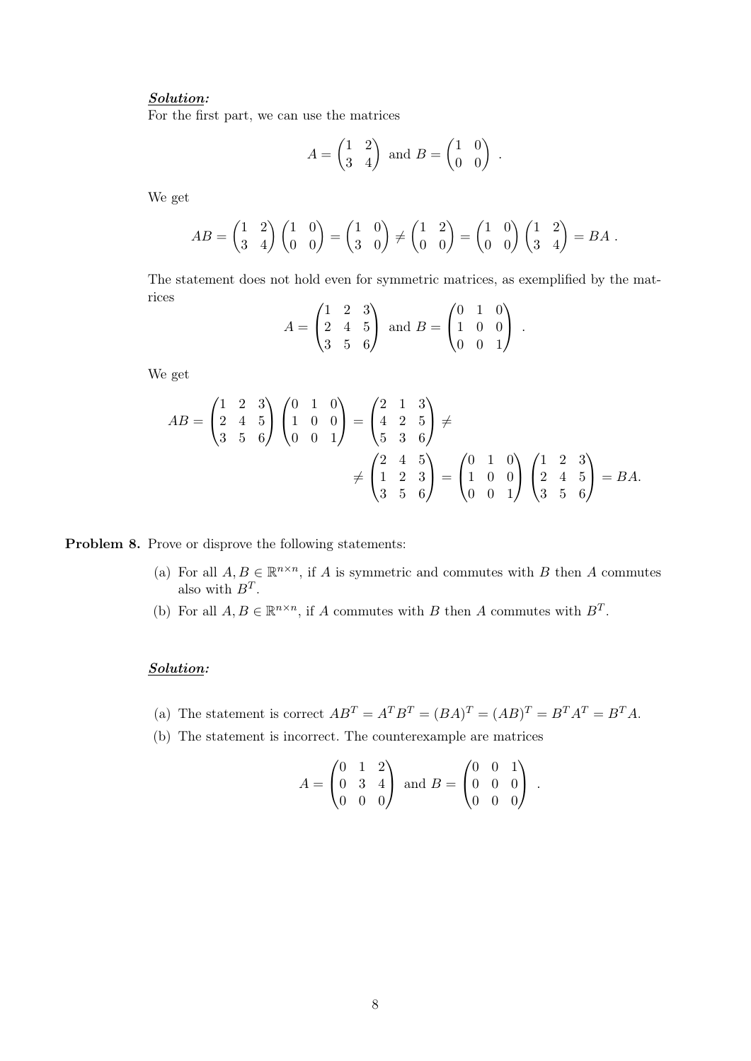***Solution:***
For the first part, we can use the matrices

$$A = \begin{pmatrix} 1 & 2 \\ 3 & 4 \end{pmatrix} \text{ and } B = \begin{pmatrix} 1 & 0 \\ 0 & 0 \end{pmatrix} .$$

We get

$$AB = \begin{pmatrix} 1 & 2 \\ 3 & 4 \end{pmatrix} \begin{pmatrix} 1 & 0 \\ 0 & 0 \end{pmatrix} = \begin{pmatrix} 1 & 0 \\ 3 & 0 \end{pmatrix} \neq \begin{pmatrix} 1 & 2 \\ 0 & 0 \end{pmatrix} = \begin{pmatrix} 1 & 0 \\ 0 & 0 \end{pmatrix} \begin{pmatrix} 1 & 2 \\ 3 & 4 \end{pmatrix} = BA .$$

The statement does not hold even for symmetric matrices, as exemplified by the matrices

$$A = \begin{pmatrix} 1 & 2 & 3 \\ 2 & 4 & 5 \\ 3 & 5 & 6 \end{pmatrix} \text{ and } B = \begin{pmatrix} 0 & 1 & 0 \\ 1 & 0 & 0 \\ 0 & 0 & 1 \end{pmatrix} .$$

We get

$$AB = \begin{pmatrix} 1 & 2 & 3 \\ 2 & 4 & 5 \\ 3 & 5 & 6 \end{pmatrix} \begin{pmatrix} 0 & 1 & 0 \\ 1 & 0 & 0 \\ 0 & 0 & 1 \end{pmatrix} = \begin{pmatrix} 2 & 1 & 3 \\ 4 & 2 & 5 \\ 5 & 3 & 6 \end{pmatrix} \neq$$

$$\neq \begin{pmatrix} 2 & 4 & 5 \\ 1 & 2 & 3 \\ 3 & 5 & 6 \end{pmatrix} = \begin{pmatrix} 0 & 1 & 0 \\ 1 & 0 & 0 \\ 0 & 0 & 1 \end{pmatrix} \begin{pmatrix} 1 & 2 & 3 \\ 2 & 4 & 5 \\ 3 & 5 & 6 \end{pmatrix} = BA.$$

**Problem 8.** Prove or disprove the following statements:

(a) For all $A, B \in \mathbb{R}^{n \times n}$, if $A$ is symmetric and commutes with $B$ then $A$ commutes also with $B^T$.

(b) For all $A, B \in \mathbb{R}^{n \times n}$, if $A$ commutes with $B$ then $A$ commutes with $B^T$.

***Solution:***

(a) The statement is correct $AB^T = A^T B^T = (BA)^T = (AB)^T = B^T A^T = B^T A$.

(b) The statement is incorrect. The counterexample are matrices

$$A = \begin{pmatrix} 0 & 1 & 2 \\ 0 & 3 & 4 \\ 0 & 0 & 0 \end{pmatrix} \text{ and } B = \begin{pmatrix} 0 & 0 & 1 \\ 0 & 0 & 0 \\ 0 & 0 & 0 \end{pmatrix} .$$